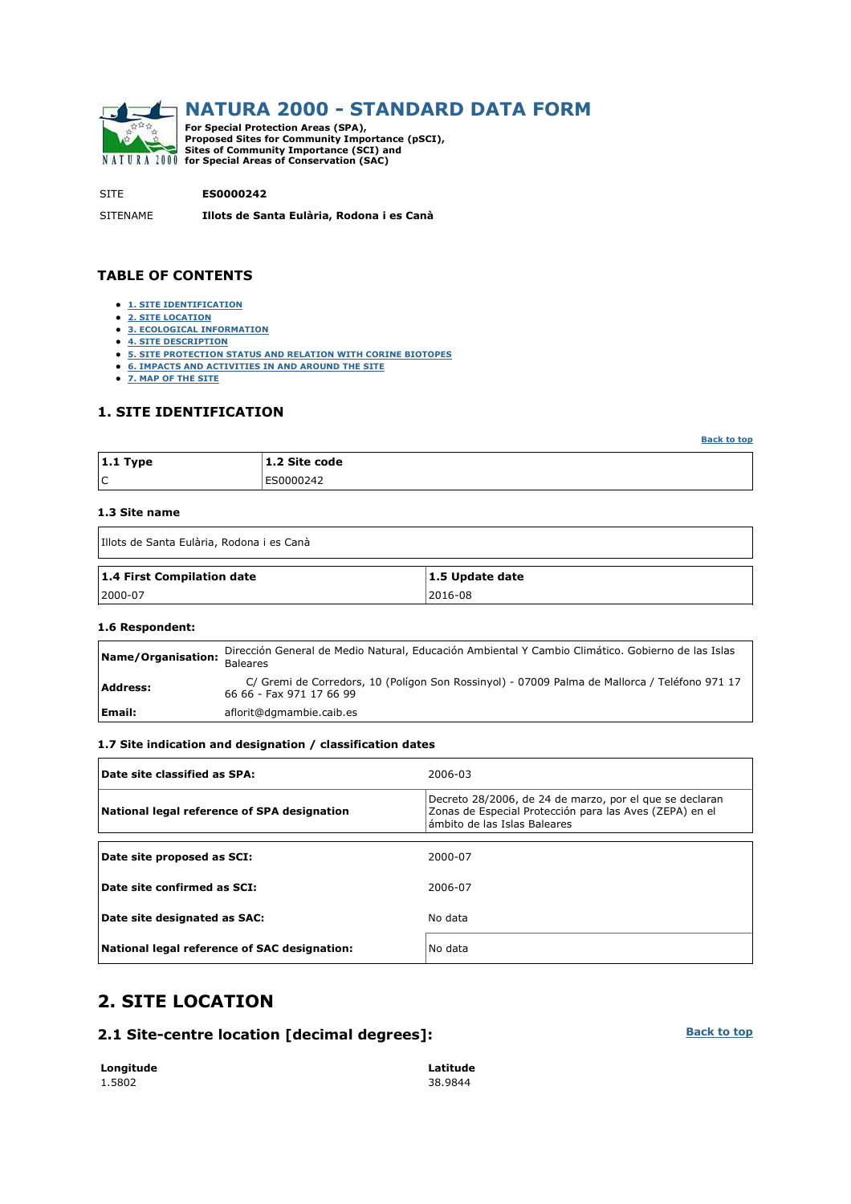# NATURA 2000 - STANDARD DATA FORM

**For Special Protection Areas (SPA),**
**Proposed Sites for Community Importance (pSCI),**
**Sites of Community Importance (SCI) and**
**for Special Areas of Conservation (SAC)**

SITE **ES0000242**

SITENAME **Illots de Santa Eulària, Rodona i es Canà**

## TABLE OF CONTENTS

- 1. SITE IDENTIFICATION
- 2. SITE LOCATION
- 3. ECOLOGICAL INFORMATION
- 4. SITE DESCRIPTION
- 5. SITE PROTECTION STATUS AND RELATION WITH CORINE BIOTOPES
- 6. IMPACTS AND ACTIVITIES IN AND AROUND THE SITE
- 7. MAP OF THE SITE

## 1. SITE IDENTIFICATION

Back to top

| 1.1 Type | 1.2 Site code |
|---|---|
| C | ES0000242 |

### 1.3 Site name

Illots de Santa Eulària, Rodona i es Canà

| 1.4 First Compilation date | 1.5 Update date |
|---|---|
| 2000-07 | 2016-08 |

### 1.6 Respondent:

| | |
|---|---|
| **Name/Organisation:** | Dirección General de Medio Natural, Educación Ambiental Y Cambio Climático. Gobierno de las Islas Baleares |
| **Address:** | C/ Gremi de Corredors, 10 (Polígon Son Rossinyol) - 07009 Palma de Mallorca / Teléfono 971 17 66 66 - Fax 971 17 66 99 |
| **Email:** | aflorit@dgmambie.caib.es |

### 1.7 Site indication and designation / classification dates

| | |
|---|---|
| **Date site classified as SPA:** | 2006-03 |
| **National legal reference of SPA designation** | Decreto 28/2006, de 24 de marzo, por el que se declaran Zonas de Especial Protección para las Aves (ZEPA) en el ámbito de las Islas Baleares |

| | |
|---|---|
| **Date site proposed as SCI:** | 2000-07 |
| **Date site confirmed as SCI:** | 2006-07 |
| **Date site designated as SAC:** | No data |
| **National legal reference of SAC designation:** | No data |

# 2. SITE LOCATION

## 2.1 Site-centre location [decimal degrees]:

Back to top

| Longitude | Latitude |
|---|---|
| 1.5802 | 38.9844 |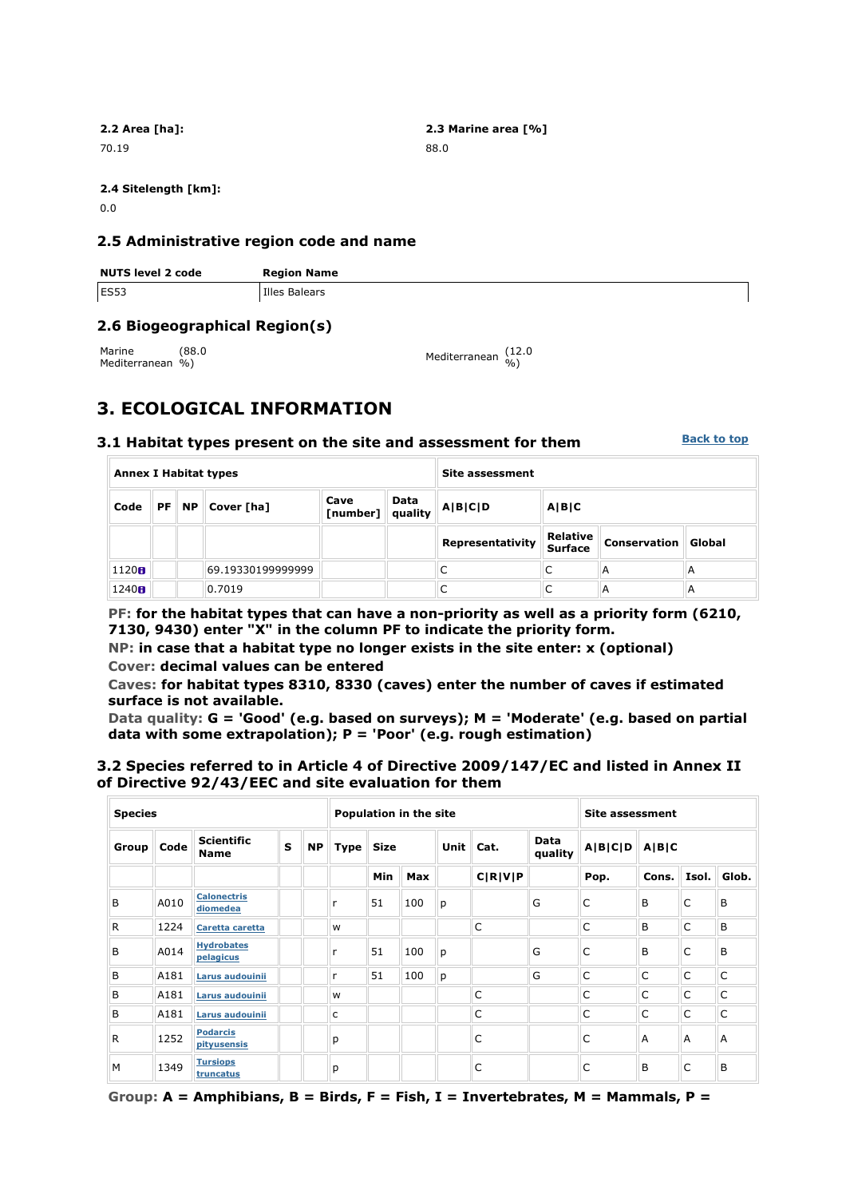**2.2 Area [ha]:**

70.19

**2.3 Marine area [%]**

88.0

**2.4 Sitelength [km]:**

0.0

### 2.5 Administrative region code and name

| NUTS level 2 code | Region Name |
|---|---|
| ES53 | Illes Balears |

### 2.6 Biogeographical Region(s)

Marine Mediterranean (88.0 %)

Mediterranean (12.0 %)

## 3. ECOLOGICAL INFORMATION

### 3.1 Habitat types present on the site and assessment for them

Back to top

| Annex I Habitat types | | | | | | Site assessment | | | |
|---|---|---|---|---|---|---|---|---|---|
| Code | PF | NP | Cover [ha] | Cave [number] | Data quality | A\|B\|C\|D | A\|B\|C | | |
| | | | | | | Representativity | Relative Surface | Conservation | Global |
| 1120 | | | 69.19330199999999 | | | C | C | A | A |
| 1240 | | | 0.7019 | | | C | C | A | A |

**PF: for the habitat types that can have a non-priority as well as a priority form (6210, 7130, 9430) enter "X" in the column PF to indicate the priority form.**
**NP: in case that a habitat type no longer exists in the site enter: x (optional)**
**Cover: decimal values can be entered**
**Caves: for habitat types 8310, 8330 (caves) enter the number of caves if estimated surface is not available.**
**Data quality: G = 'Good' (e.g. based on surveys); M = 'Moderate' (e.g. based on partial data with some extrapolation); P = 'Poor' (e.g. rough estimation)**

### 3.2 Species referred to in Article 4 of Directive 2009/147/EC and listed in Annex II of Directive 92/43/EEC and site evaluation for them

| Species | | | | | Population in the site | | | | | | Site assessment | | | |
|---|---|---|---|---|---|---|---|---|---|---|---|---|---|---|
| Group | Code | Scientific Name | S | NP | Type | Size | | Unit | Cat. | Data quality | A\|B\|C\|D | A\|B\|C | | |
| | | | | | | Min | Max | | C\|R\|V\|P | | Pop. | Cons. | Isol. | Glob. |
| B | A010 | Calonectris diomedea | | | r | 51 | 100 | p | | G | C | B | C | B |
| R | 1224 | Caretta caretta | | | w | | | | C | | C | B | C | B |
| B | A014 | Hydrobates pelagicus | | | r | 51 | 100 | p | | G | C | B | C | B |
| B | A181 | Larus audouinii | | | r | 51 | 100 | p | | G | C | C | C | C |
| B | A181 | Larus audouinii | | | w | | | | C | | C | C | C | C |
| B | A181 | Larus audouinii | | | c | | | | C | | C | C | C | C |
| R | 1252 | Podarcis pityusensis | | | p | | | | C | | C | A | A | A |
| M | 1349 | Tursiops truncatus | | | p | | | | C | | C | B | C | B |

**Group: A = Amphibians, B = Birds, F = Fish, I = Invertebrates, M = Mammals, P =**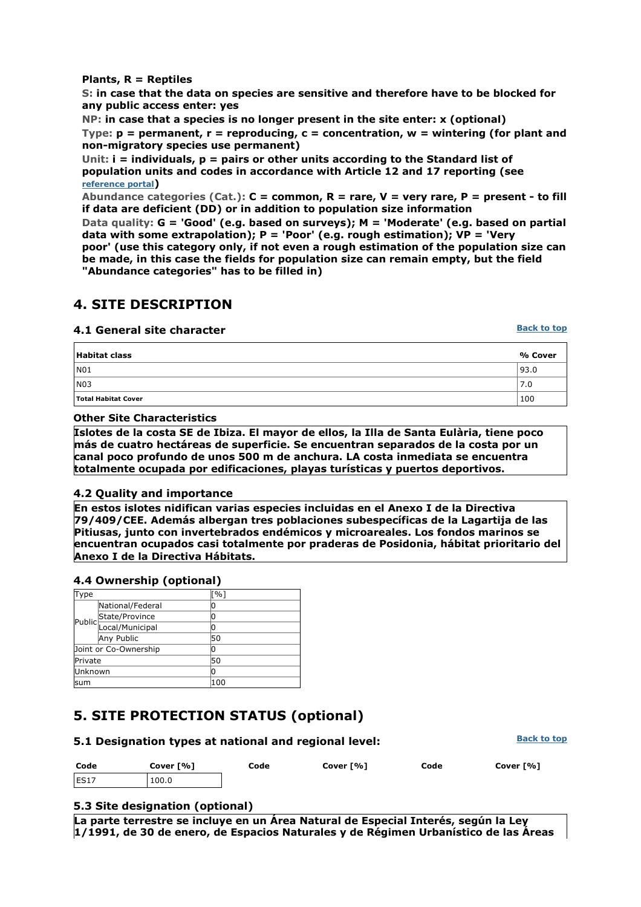**Plants, R = Reptiles**

**S: in case that the data on species are sensitive and therefore have to be blocked for any public access enter: yes**

**NP: in case that a species is no longer present in the site enter: x (optional)**

**Type: p = permanent, r = reproducing, c = concentration, w = wintering (for plant and non-migratory species use permanent)**

**Unit: i = individuals, p = pairs or other units according to the Standard list of population units and codes in accordance with Article 12 and 17 reporting (see reference portal)**

**Abundance categories (Cat.): C = common, R = rare, V = very rare, P = present - to fill if data are deficient (DD) or in addition to population size information**

**Data quality: G = 'Good' (e.g. based on surveys); M = 'Moderate' (e.g. based on partial data with some extrapolation); P = 'Poor' (e.g. rough estimation); VP = 'Very poor' (use this category only, if not even a rough estimation of the population size can be made, in this case the fields for population size can remain empty, but the field "Abundance categories" has to be filled in)**

## 4. SITE DESCRIPTION

### 4.1 General site character

Back to top

| Habitat class | % Cover |
|---|---|
| N01 | 93.0 |
| N03 | 7.0 |
| Total Habitat Cover | 100 |

**Other Site Characteristics**

**Islotes de la costa SE de Ibiza. El mayor de ellos, la Illa de Santa Eulària, tiene poco más de cuatro hectáreas de superficie. Se encuentran separados de la costa por un canal poco profundo de unos 500 m de anchura. LA costa inmediata se encuentra totalmente ocupada por edificaciones, playas turísticas y puertos deportivos.**

### 4.2 Quality and importance

**En estos islotes nidifican varias especies incluidas en el Anexo I de la Directiva 79/409/CEE. Además albergan tres poblaciones subespecíficas de la Lagartija de las Pitiusas, junto con invertebrados endémicos y microareales. Los fondos marinos se encuentran ocupados casi totalmente por praderas de Posidonia, hábitat prioritario del Anexo I de la Directiva Hábitats.**

### 4.4 Ownership (optional)

| Type | | [%] |
|---|---|---|
| Public | National/Federal | 0 |
| | State/Province | 0 |
| | Local/Municipal | 0 |
| | Any Public | 50 |
| Joint or Co-Ownership | | 0 |
| Private | | 50 |
| Unknown | | 0 |
| sum | | 100 |

## 5. SITE PROTECTION STATUS (optional)

### 5.1 Designation types at national and regional level:

Back to top

| Code | Cover [%] | Code | Cover [%] | Code | Cover [%] |
|---|---|---|---|---|---|
| ES17 | 100.0 | | | | |

### 5.3 Site designation (optional)

**La parte terrestre se incluye en un Área Natural de Especial Interés, según la Ley 1/1991, de 30 de enero, de Espacios Naturales y de Régimen Urbanístico de las Áreas**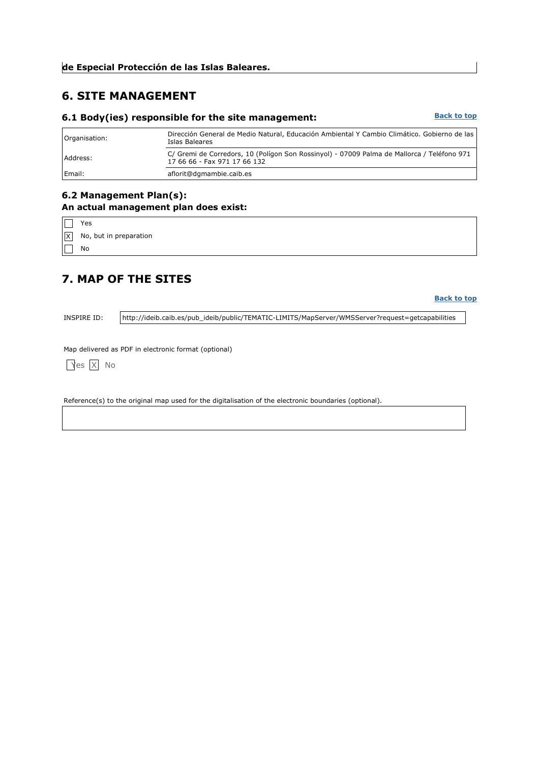**de Especial Protección de las Islas Baleares.**

## 6. SITE MANAGEMENT

### 6.1 Body(ies) responsible for the site management:

Back to top

| | |
|---|---|
| Organisation: | Dirección General de Medio Natural, Educación Ambiental Y Cambio Climático. Gobierno de las Islas Baleares |
| Address: | C/ Gremi de Corredors, 10 (Polígon Son Rossinyol) - 07009 Palma de Mallorca / Teléfono 971 17 66 66 - Fax 971 17 66 132 |
| Email: | aflorit@dgmambie.caib.es |

### 6.2 Management Plan(s):

**An actual management plan does exist:**

- [ ] Yes
- [X] No, but in preparation
- [ ] No

## 7. MAP OF THE SITES

Back to top

INSPIRE ID: http://ideib.caib.es/pub_ideib/public/TEMATIC-LIMITS/MapServer/WMSServer?request=getcapabilities

Map delivered as PDF in electronic format (optional)

[ ] Yes [X] No

Reference(s) to the original map used for the digitalisation of the electronic boundaries (optional).